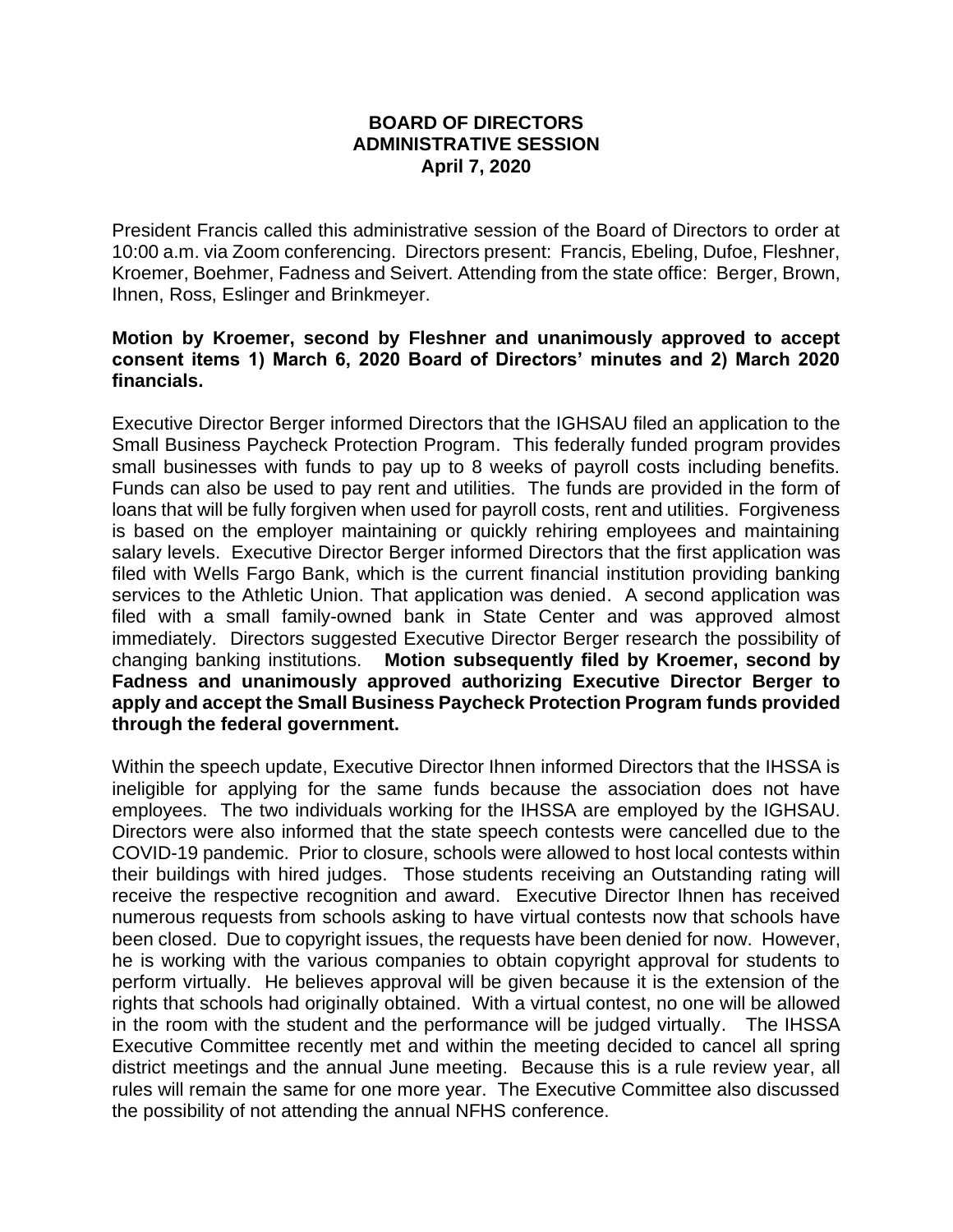# BOARD OF DIRECTORS
## ADMINISTRATIVE SESSION
### April 7, 2020

President Francis called this administrative session of the Board of Directors to order at 10:00 a.m. via Zoom conferencing. Directors present: Francis, Ebeling, Dufoe, Fleshner, Kroemer, Boehmer, Fadness and Seivert. Attending from the state office: Berger, Brown, Ihnen, Ross, Eslinger and Brinkmeyer.

**Motion by Kroemer, second by Fleshner and unanimously approved to accept consent items 1) March 6, 2020 Board of Directors' minutes and 2) March 2020 financials.**

Executive Director Berger informed Directors that the IGHSAU filed an application to the Small Business Paycheck Protection Program. This federally funded program provides small businesses with funds to pay up to 8 weeks of payroll costs including benefits. Funds can also be used to pay rent and utilities. The funds are provided in the form of loans that will be fully forgiven when used for payroll costs, rent and utilities. Forgiveness is based on the employer maintaining or quickly rehiring employees and maintaining salary levels. Executive Director Berger informed Directors that the first application was filed with Wells Fargo Bank, which is the current financial institution providing banking services to the Athletic Union. That application was denied. A second application was filed with a small family-owned bank in State Center and was approved almost immediately. Directors suggested Executive Director Berger research the possibility of changing banking institutions. **Motion subsequently filed by Kroemer, second by Fadness and unanimously approved authorizing Executive Director Berger to apply and accept the Small Business Paycheck Protection Program funds provided through the federal government.**

Within the speech update, Executive Director Ihnen informed Directors that the IHSSA is ineligible for applying for the same funds because the association does not have employees. The two individuals working for the IHSSA are employed by the IGHSAU. Directors were also informed that the state speech contests were cancelled due to the COVID-19 pandemic. Prior to closure, schools were allowed to host local contests within their buildings with hired judges. Those students receiving an Outstanding rating will receive the respective recognition and award. Executive Director Ihnen has received numerous requests from schools asking to have virtual contests now that schools have been closed. Due to copyright issues, the requests have been denied for now. However, he is working with the various companies to obtain copyright approval for students to perform virtually. He believes approval will be given because it is the extension of the rights that schools had originally obtained. With a virtual contest, no one will be allowed in the room with the student and the performance will be judged virtually. The IHSSA Executive Committee recently met and within the meeting decided to cancel all spring district meetings and the annual June meeting. Because this is a rule review year, all rules will remain the same for one more year. The Executive Committee also discussed the possibility of not attending the annual NFHS conference.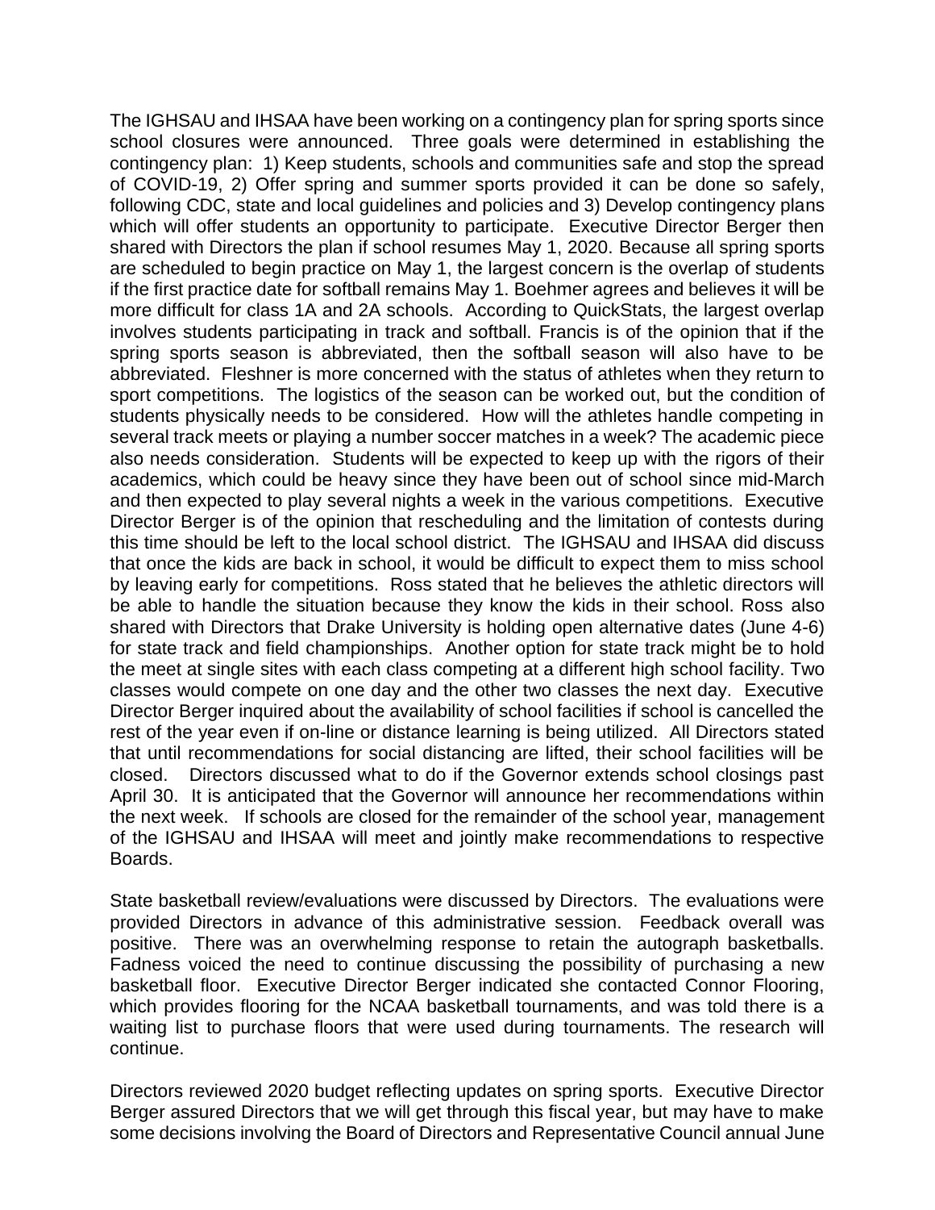The IGHSAU and IHSAA have been working on a contingency plan for spring sports since school closures were announced. Three goals were determined in establishing the contingency plan: 1) Keep students, schools and communities safe and stop the spread of COVID-19, 2) Offer spring and summer sports provided it can be done so safely, following CDC, state and local guidelines and policies and 3) Develop contingency plans which will offer students an opportunity to participate. Executive Director Berger then shared with Directors the plan if school resumes May 1, 2020. Because all spring sports are scheduled to begin practice on May 1, the largest concern is the overlap of students if the first practice date for softball remains May 1. Boehmer agrees and believes it will be more difficult for class 1A and 2A schools. According to QuickStats, the largest overlap involves students participating in track and softball. Francis is of the opinion that if the spring sports season is abbreviated, then the softball season will also have to be abbreviated. Fleshner is more concerned with the status of athletes when they return to sport competitions. The logistics of the season can be worked out, but the condition of students physically needs to be considered. How will the athletes handle competing in several track meets or playing a number soccer matches in a week? The academic piece also needs consideration. Students will be expected to keep up with the rigors of their academics, which could be heavy since they have been out of school since mid-March and then expected to play several nights a week in the various competitions. Executive Director Berger is of the opinion that rescheduling and the limitation of contests during this time should be left to the local school district. The IGHSAU and IHSAA did discuss that once the kids are back in school, it would be difficult to expect them to miss school by leaving early for competitions. Ross stated that he believes the athletic directors will be able to handle the situation because they know the kids in their school. Ross also shared with Directors that Drake University is holding open alternative dates (June 4-6) for state track and field championships. Another option for state track might be to hold the meet at single sites with each class competing at a different high school facility. Two classes would compete on one day and the other two classes the next day. Executive Director Berger inquired about the availability of school facilities if school is cancelled the rest of the year even if on-line or distance learning is being utilized. All Directors stated that until recommendations for social distancing are lifted, their school facilities will be closed. Directors discussed what to do if the Governor extends school closings past April 30. It is anticipated that the Governor will announce her recommendations within the next week. If schools are closed for the remainder of the school year, management of the IGHSAU and IHSAA will meet and jointly make recommendations to respective Boards.

State basketball review/evaluations were discussed by Directors. The evaluations were provided Directors in advance of this administrative session. Feedback overall was positive. There was an overwhelming response to retain the autograph basketballs. Fadness voiced the need to continue discussing the possibility of purchasing a new basketball floor. Executive Director Berger indicated she contacted Connor Flooring, which provides flooring for the NCAA basketball tournaments, and was told there is a waiting list to purchase floors that were used during tournaments. The research will continue.

Directors reviewed 2020 budget reflecting updates on spring sports. Executive Director Berger assured Directors that we will get through this fiscal year, but may have to make some decisions involving the Board of Directors and Representative Council annual June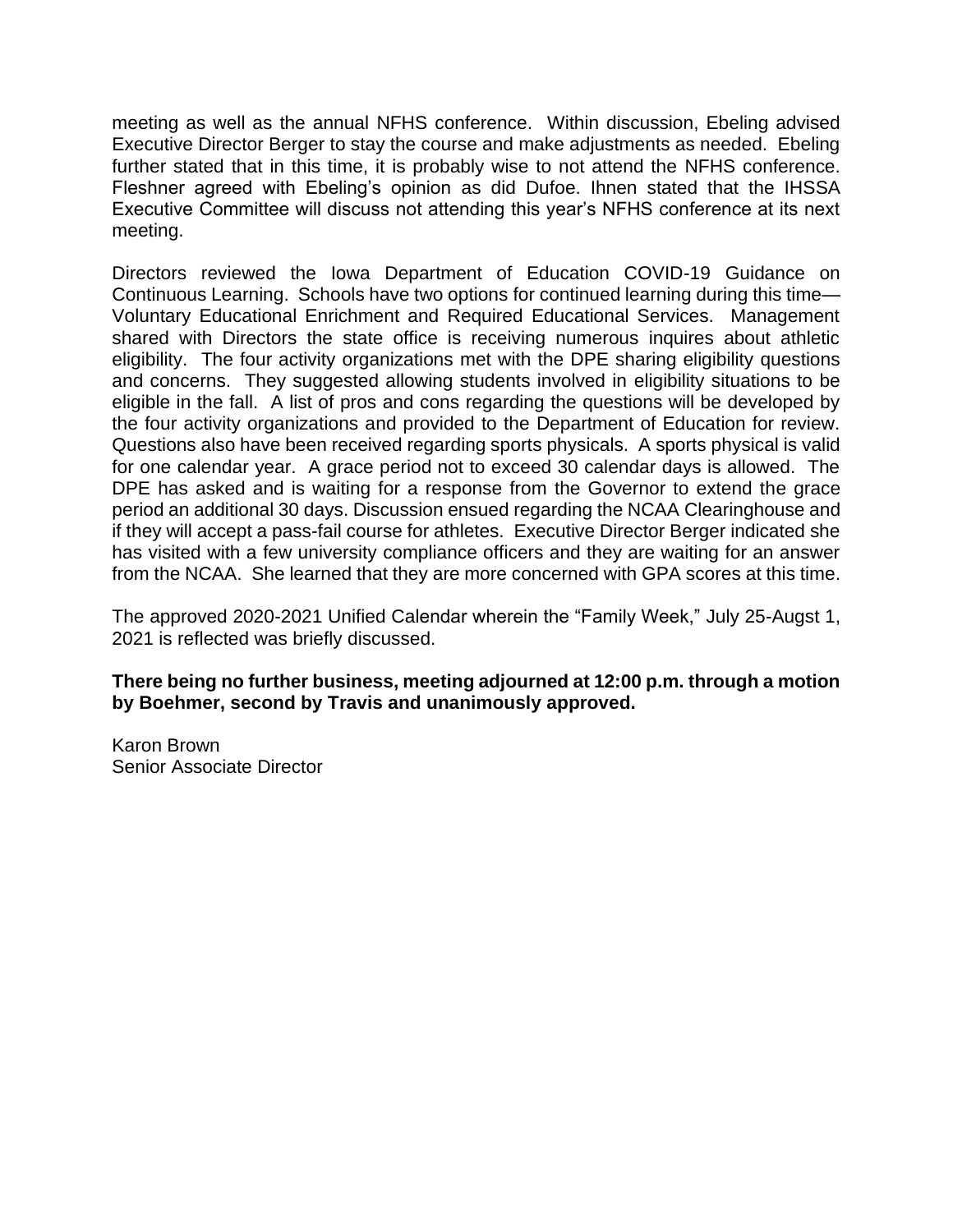meeting as well as the annual NFHS conference. Within discussion, Ebeling advised Executive Director Berger to stay the course and make adjustments as needed. Ebeling further stated that in this time, it is probably wise to not attend the NFHS conference. Fleshner agreed with Ebeling's opinion as did Dufoe. Ihnen stated that the IHSSA Executive Committee will discuss not attending this year's NFHS conference at its next meeting.

Directors reviewed the Iowa Department of Education COVID-19 Guidance on Continuous Learning. Schools have two options for continued learning during this time—Voluntary Educational Enrichment and Required Educational Services. Management shared with Directors the state office is receiving numerous inquires about athletic eligibility. The four activity organizations met with the DPE sharing eligibility questions and concerns. They suggested allowing students involved in eligibility situations to be eligible in the fall. A list of pros and cons regarding the questions will be developed by the four activity organizations and provided to the Department of Education for review. Questions also have been received regarding sports physicals. A sports physical is valid for one calendar year. A grace period not to exceed 30 calendar days is allowed. The DPE has asked and is waiting for a response from the Governor to extend the grace period an additional 30 days. Discussion ensued regarding the NCAA Clearinghouse and if they will accept a pass-fail course for athletes. Executive Director Berger indicated she has visited with a few university compliance officers and they are waiting for an answer from the NCAA. She learned that they are more concerned with GPA scores at this time.

The approved 2020-2021 Unified Calendar wherein the "Family Week," July 25-Augst 1, 2021 is reflected was briefly discussed.

**There being no further business, meeting adjourned at 12:00 p.m. through a motion by Boehmer, second by Travis and unanimously approved.**

Karon Brown
Senior Associate Director